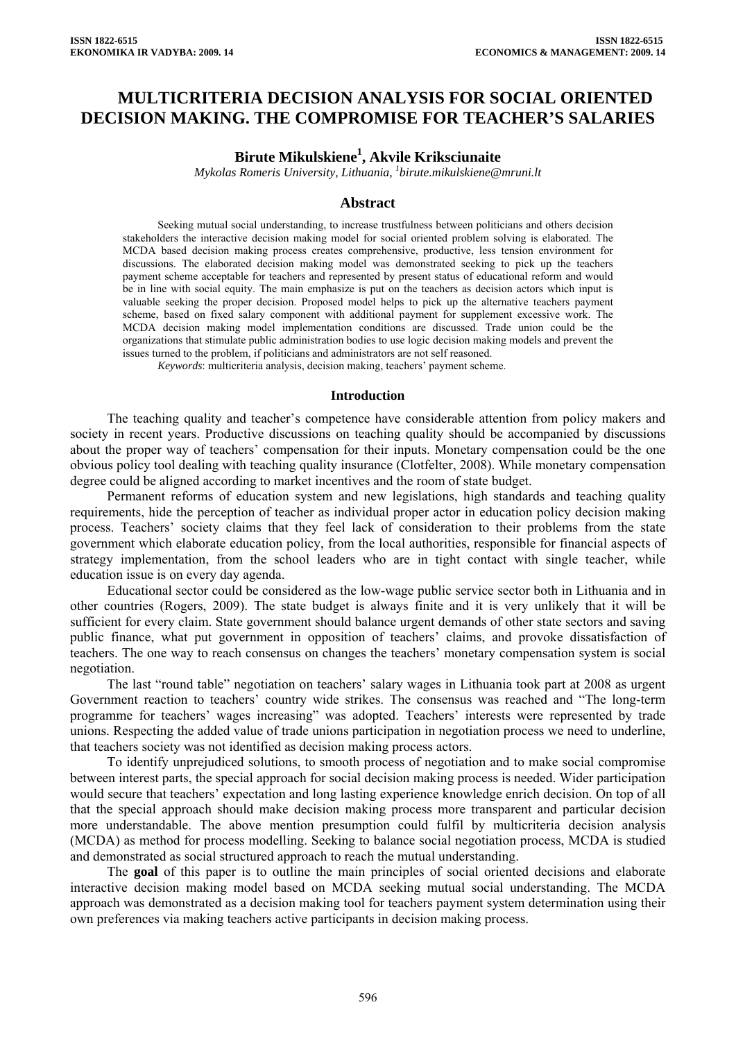# MULTICRITERIA DECISION ANALYSIS FOR SOCIAL ORIENTED DECISION MAKING. THE COMPROMISE FOR TEACHER'S SALARIES

**Birute Mikulskiene[1], Akvile Krikšciunaite**

*Mykolas Romeris University, Lithuania, [1]birute.mikulskiene@mruni.lt*

## Abstract

Seeking mutual social understanding, to increase trustfulness between politicians and others decision stakeholders the interactive decision making model for social oriented problem solving is elaborated. The MCDA based decision making process creates comprehensive, productive, less tension environment for discussions. The elaborated decision making model was demonstrated seeking to pick up the teachers payment scheme acceptable for teachers and represented by present status of educational reform and would be in line with social equity. The main emphasize is put on the teachers as decision actors which input is valuable seeking the proper decision. Proposed model helps to pick up the alternative teachers payment scheme, based on fixed salary component with additional payment for supplement excessive work. The MCDA decision making model implementation conditions are discussed. Trade union could be the organizations that stimulate public administration bodies to use logic decision making models and prevent the issues turned to the problem, if politicians and administrators are not self reasoned.

*Keywords*: multicriteria analysis, decision making, teachers' payment scheme.

## Introduction

The teaching quality and teacher's competence have considerable attention from policy makers and society in recent years. Productive discussions on teaching quality should be accompanied by discussions about the proper way of teachers' compensation for their inputs. Monetary compensation could be the one obvious policy tool dealing with teaching quality insurance (Clotfelter, 2008). While monetary compensation degree could be aligned according to market incentives and the room of state budget.

Permanent reforms of education system and new legislations, high standards and teaching quality requirements, hide the perception of teacher as individual proper actor in education policy decision making process. Teachers' society claims that they feel lack of consideration to their problems from the state government which elaborate education policy, from the local authorities, responsible for financial aspects of strategy implementation, from the school leaders who are in tight contact with single teacher, while education issue is on every day agenda.

Educational sector could be considered as the low-wage public service sector both in Lithuania and in other countries (Rogers, 2009). The state budget is always finite and it is very unlikely that it will be sufficient for every claim. State government should balance urgent demands of other state sectors and saving public finance, what put government in opposition of teachers' claims, and provoke dissatisfaction of teachers. The one way to reach consensus on changes the teachers' monetary compensation system is social negotiation.

The last "round table" negotiation on teachers' salary wages in Lithuania took part at 2008 as urgent Government reaction to teachers' country wide strikes. The consensus was reached and "The long-term programme for teachers' wages increasing" was adopted. Teachers' interests were represented by trade unions. Respecting the added value of trade unions participation in negotiation process we need to underline, that teachers society was not identified as decision making process actors.

To identify unprejudiced solutions, to smooth process of negotiation and to make social compromise between interest parts, the special approach for social decision making process is needed. Wider participation would secure that teachers' expectation and long lasting experience knowledge enrich decision. On top of all that the special approach should make decision making process more transparent and particular decision more understandable. The above mention presumption could fulfil by multicriteria decision analysis (MCDA) as method for process modelling. Seeking to balance social negotiation process, MCDA is studied and demonstrated as social structured approach to reach the mutual understanding.

The **goal** of this paper is to outline the main principles of social oriented decisions and elaborate interactive decision making model based on MCDA seeking mutual social understanding. The MCDA approach was demonstrated as a decision making tool for teachers payment system determination using their own preferences via making teachers active participants in decision making process.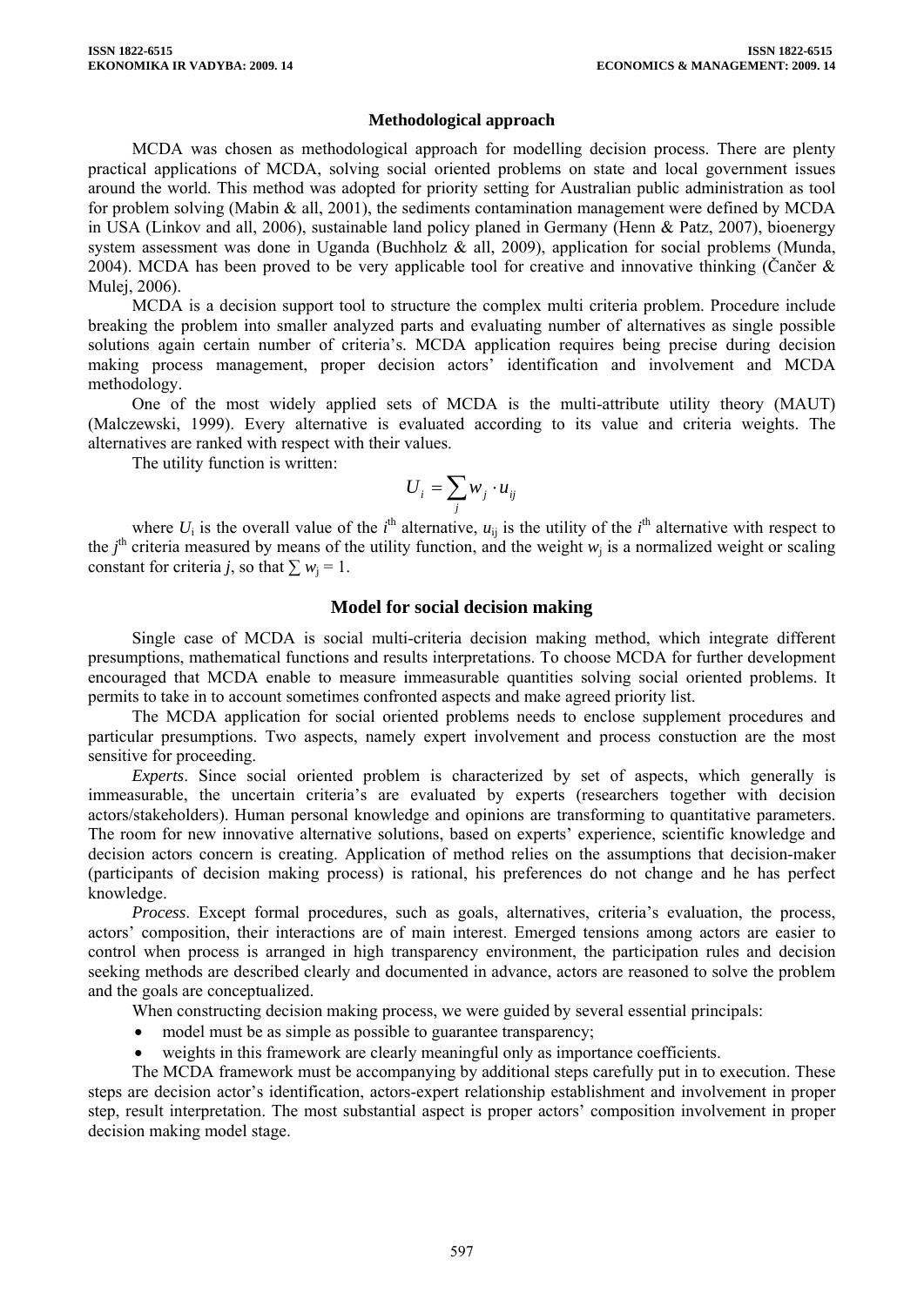## Methodological approach

MCDA was chosen as methodological approach for modelling decision process. There are plenty practical applications of MCDA, solving social oriented problems on state and local government issues around the world. This method was adopted for priority setting for Australian public administration as tool for problem solving (Mabin & all, 2001), the sediments contamination management were defined by MCDA in USA (Linkov and all, 2006), sustainable land policy planed in Germany (Henn & Patz, 2007), bioenergy system assessment was done in Uganda (Buchholz & all, 2009), application for social problems (Munda, 2004). MCDA has been proved to be very applicable tool for creative and innovative thinking (Čančer & Mulej, 2006).

MCDA is a decision support tool to structure the complex multi criteria problem. Procedure include breaking the problem into smaller analyzed parts and evaluating number of alternatives as single possible solutions again certain number of criteria's. MCDA application requires being precise during decision making process management, proper decision actors' identification and involvement and MCDA methodology.

One of the most widely applied sets of MCDA is the multi-attribute utility theory (MAUT) (Malczewski, 1999). Every alternative is evaluated according to its value and criteria weights. The alternatives are ranked with respect with their values.

The utility function is written:

$$U_i = \sum_j w_j \cdot u_{ij}$$

where $U_i$ is the overall value of the $i^{th}$ alternative, $u_{ij}$ is the utility of the $i^{th}$ alternative with respect to the $j^{th}$ criteria measured by means of the utility function, and the weight $w_j$ is a normalized weight or scaling constant for criteria $j$, so that $\sum w_j = 1$.

## Model for social decision making

Single case of MCDA is social multi-criteria decision making method, which integrate different presumptions, mathematical functions and results interpretations. To choose MCDA for further development encouraged that MCDA enable to measure immeasurable quantities solving social oriented problems. It permits to take in to account sometimes confronted aspects and make agreed priority list.

The MCDA application for social oriented problems needs to enclose supplement procedures and particular presumptions. Two aspects, namely expert involvement and process constuction are the most sensitive for proceeding.

*Experts*. Since social oriented problem is characterized by set of aspects, which generally is immeasurable, the uncertain criteria's are evaluated by experts (researchers together with decision actors/stakeholders). Human personal knowledge and opinions are transforming to quantitative parameters. The room for new innovative alternative solutions, based on experts' experience, scientific knowledge and decision actors concern is creating. Application of method relies on the assumptions that decision-maker (participants of decision making process) is rational, his preferences do not change and he has perfect knowledge.

*Process*. Except formal procedures, such as goals, alternatives, criteria's evaluation, the process, actors' composition, their interactions are of main interest. Emerged tensions among actors are easier to control when process is arranged in high transparency environment, the participation rules and decision seeking methods are described clearly and documented in advance, actors are reasoned to solve the problem and the goals are conceptualized.

When constructing decision making process, we were guided by several essential principals:

- model must be as simple as possible to guarantee transparency;
- weights in this framework are clearly meaningful only as importance coefficients.

The MCDA framework must be accompanying by additional steps carefully put in to execution. These steps are decision actor's identification, actors-expert relationship establishment and involvement in proper step, result interpretation. The most substantial aspect is proper actors' composition involvement in proper decision making model stage.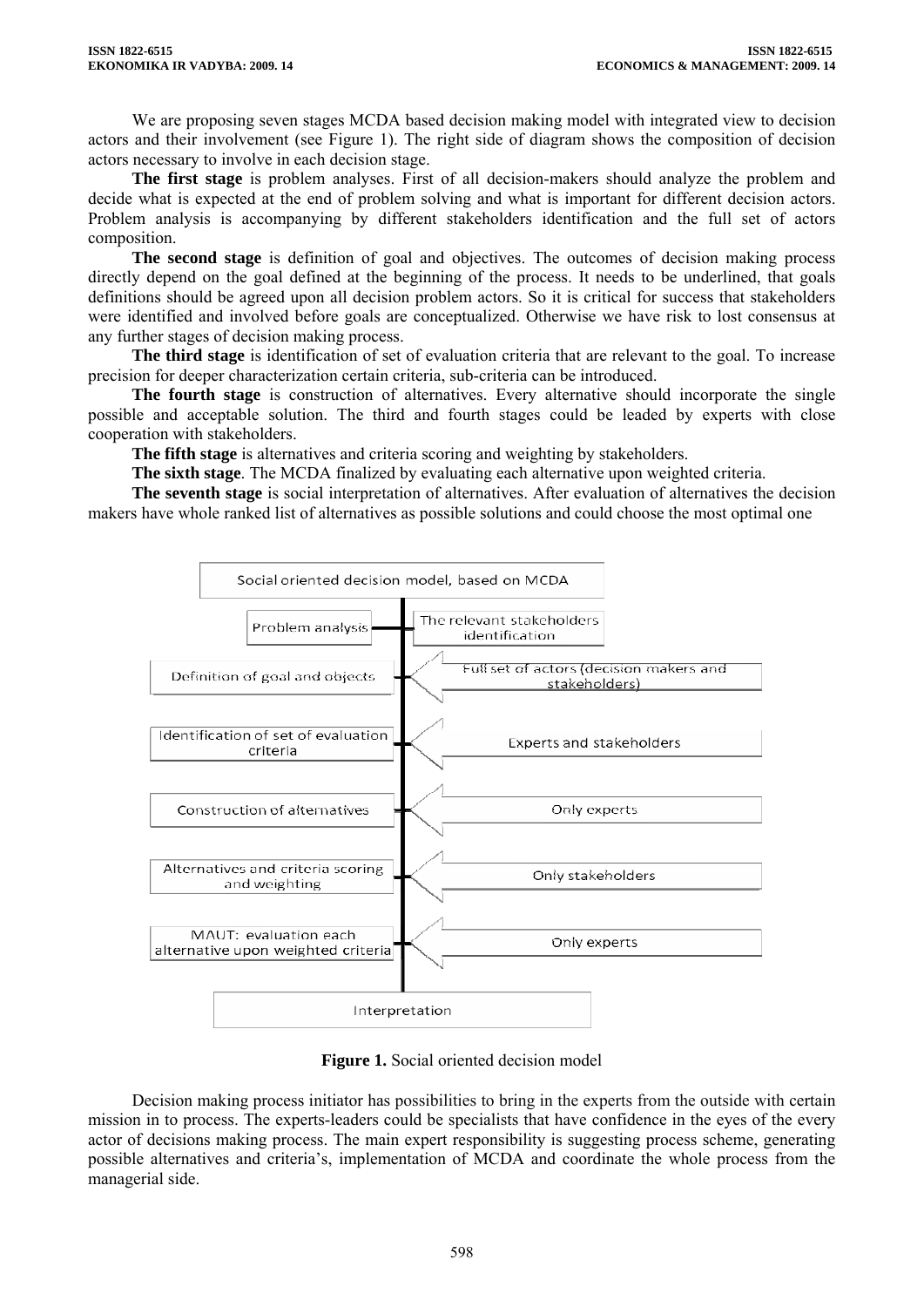We are proposing seven stages MCDA based decision making model with integrated view to decision actors and their involvement (see Figure 1). The right side of diagram shows the composition of decision actors necessary to involve in each decision stage.

**The first stage** is problem analyses. First of all decision-makers should analyze the problem and decide what is expected at the end of problem solving and what is important for different decision actors. Problem analysis is accompanying by different stakeholders identification and the full set of actors composition.

**The second stage** is definition of goal and objectives. The outcomes of decision making process directly depend on the goal defined at the beginning of the process. It needs to be underlined, that goals definitions should be agreed upon all decision problem actors. So it is critical for success that stakeholders were identified and involved before goals are conceptualized. Otherwise we have risk to lost consensus at any further stages of decision making process.

**The third stage** is identification of set of evaluation criteria that are relevant to the goal. To increase precision for deeper characterization certain criteria, sub-criteria can be introduced.

**The fourth stage** is construction of alternatives. Every alternative should incorporate the single possible and acceptable solution. The third and fourth stages could be leaded by experts with close cooperation with stakeholders.

**The fifth stage** is alternatives and criteria scoring and weighting by stakeholders.

**The sixth stage**. The MCDA finalized by evaluating each alternative upon weighted criteria.

**The seventh stage** is social interpretation of alternatives. After evaluation of alternatives the decision makers have whole ranked list of alternatives as possible solutions and could choose the most optimal one

Social oriented decision model, based on MCDA

| Stage | Actors |
| --- | --- |
| Problem analysis | The relevant stakeholders identification |
| Definition of goal and objects | Full set of actors (decision makers and stakeholders) |
| Identification of set of evaluation criteria | Experts and stakeholders |
| Construction of alternatives | Only experts |
| Alternatives and criteria scoring and weighting | Only stakeholders |
| MAUT: evaluation each alternative upon weighted criteria | Only experts |
| Interpretation | |

**Figure 1.** Social oriented decision model

Decision making process initiator has possibilities to bring in the experts from the outside with certain mission in to process. The experts-leaders could be specialists that have confidence in the eyes of the every actor of decisions making process. The main expert responsibility is suggesting process scheme, generating possible alternatives and criteria's, implementation of MCDA and coordinate the whole process from the managerial side.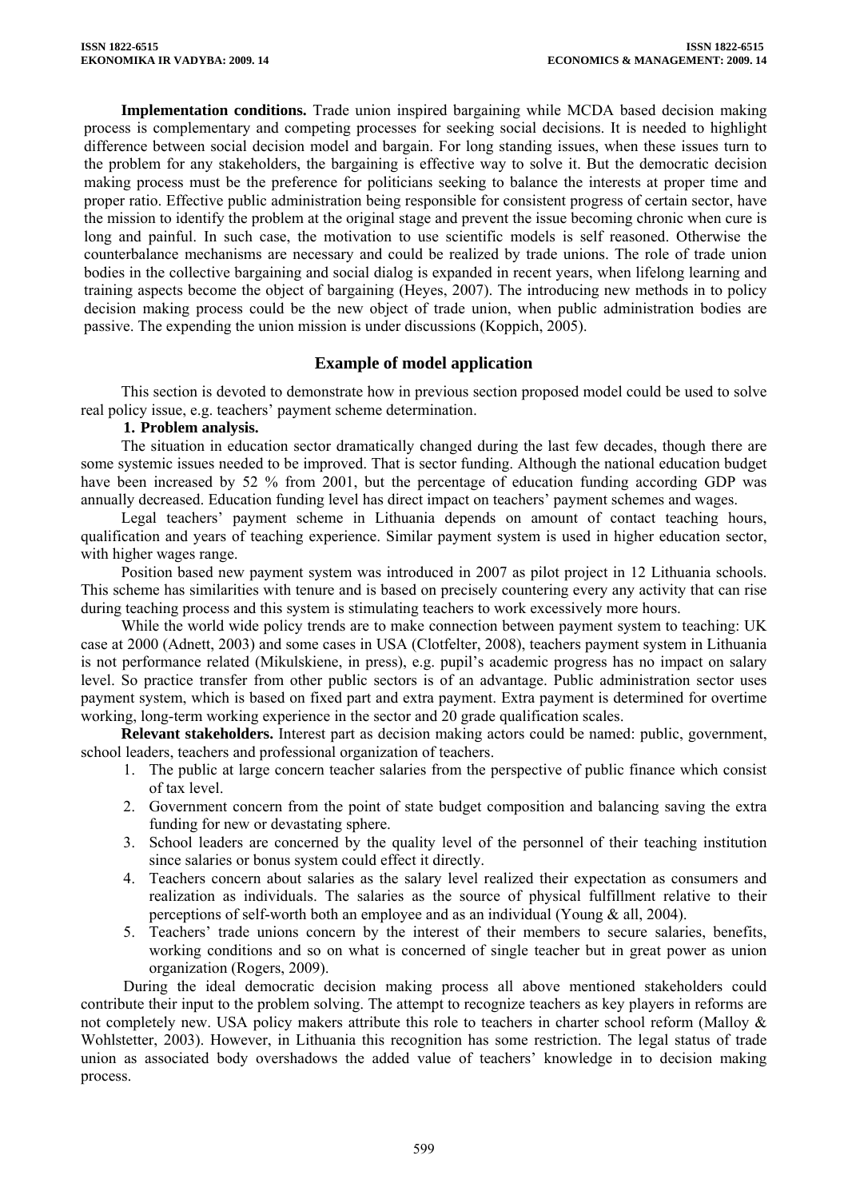**Implementation conditions.** Trade union inspired bargaining while MCDA based decision making process is complementary and competing processes for seeking social decisions. It is needed to highlight difference between social decision model and bargain. For long standing issues, when these issues turn to the problem for any stakeholders, the bargaining is effective way to solve it. But the democratic decision making process must be the preference for politicians seeking to balance the interests at proper time and proper ratio. Effective public administration being responsible for consistent progress of certain sector, have the mission to identify the problem at the original stage and prevent the issue becoming chronic when cure is long and painful. In such case, the motivation to use scientific models is self reasoned. Otherwise the counterbalance mechanisms are necessary and could be realized by trade unions. The role of trade union bodies in the collective bargaining and social dialog is expanded in recent years, when lifelong learning and training aspects become the object of bargaining (Heyes, 2007). The introducing new methods in to policy decision making process could be the new object of trade union, when public administration bodies are passive. The expending the union mission is under discussions (Koppich, 2005).

## Example of model application

This section is devoted to demonstrate how in previous section proposed model could be used to solve real policy issue, e.g. teachers' payment scheme determination.

**1. Problem analysis.**

The situation in education sector dramatically changed during the last few decades, though there are some systemic issues needed to be improved. That is sector funding. Although the national education budget have been increased by 52 % from 2001, but the percentage of education funding according GDP was annually decreased. Education funding level has direct impact on teachers' payment schemes and wages.

Legal teachers' payment scheme in Lithuania depends on amount of contact teaching hours, qualification and years of teaching experience. Similar payment system is used in higher education sector, with higher wages range.

Position based new payment system was introduced in 2007 as pilot project in 12 Lithuania schools. This scheme has similarities with tenure and is based on precisely countering every any activity that can rise during teaching process and this system is stimulating teachers to work excessively more hours.

While the world wide policy trends are to make connection between payment system to teaching: UK case at 2000 (Adnett, 2003) and some cases in USA (Clotfelter, 2008), teachers payment system in Lithuania is not performance related (Mikulskiene, in press), e.g. pupil's academic progress has no impact on salary level. So practice transfer from other public sectors is of an advantage. Public administration sector uses payment system, which is based on fixed part and extra payment. Extra payment is determined for overtime working, long-term working experience in the sector and 20 grade qualification scales.

**Relevant stakeholders.** Interest part as decision making actors could be named: public, government, school leaders, teachers and professional organization of teachers.

1. The public at large concern teacher salaries from the perspective of public finance which consist of tax level.
2. Government concern from the point of state budget composition and balancing saving the extra funding for new or devastating sphere.
3. School leaders are concerned by the quality level of the personnel of their teaching institution since salaries or bonus system could effect it directly.
4. Teachers concern about salaries as the salary level realized their expectation as consumers and realization as individuals. The salaries as the source of physical fulfillment relative to their perceptions of self-worth both an employee and as an individual (Young & all, 2004).
5. Teachers' trade unions concern by the interest of their members to secure salaries, benefits, working conditions and so on what is concerned of single teacher but in great power as union organization (Rogers, 2009).

During the ideal democratic decision making process all above mentioned stakeholders could contribute their input to the problem solving. The attempt to recognize teachers as key players in reforms are not completely new. USA policy makers attribute this role to teachers in charter school reform (Malloy & Wohlstetter, 2003). However, in Lithuania this recognition has some restriction. The legal status of trade union as associated body overshadows the added value of teachers' knowledge in to decision making process.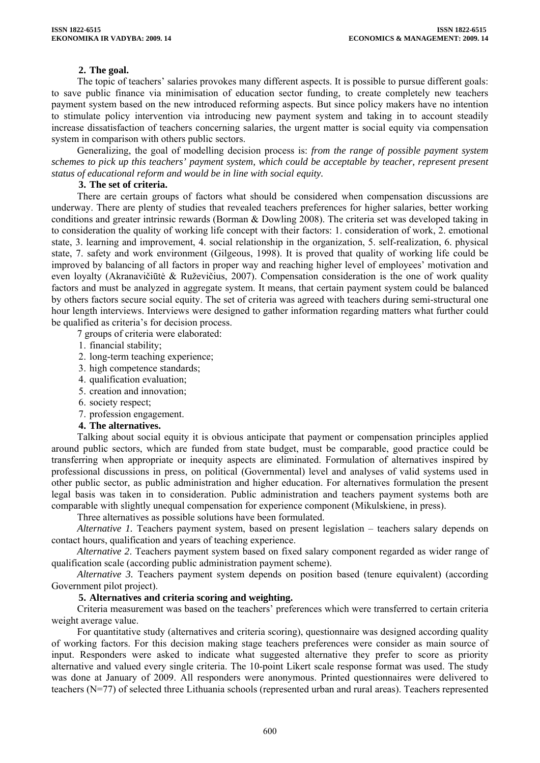**2. The goal.**

The topic of teachers' salaries provokes many different aspects. It is possible to pursue different goals: to save public finance via minimisation of education sector funding, to create completely new teachers payment system based on the new introduced reforming aspects. But since policy makers have no intention to stimulate policy intervention via introducing new payment system and taking in to account steadily increase dissatisfaction of teachers concerning salaries, the urgent matter is social equity via compensation system in comparison with others public sectors.

Generalizing, the goal of modelling decision process is: *from the range of possible payment system schemes to pick up this teachers' payment system, which could be acceptable by teacher, represent present status of educational reform and would be in line with social equity.*

**3. The set of criteria.**

There are certain groups of factors what should be considered when compensation discussions are underway. There are plenty of studies that revealed teachers preferences for higher salaries, better working conditions and greater intrinsic rewards (Borman & Dowling 2008). The criteria set was developed taking in to consideration the quality of working life concept with their factors: 1. consideration of work, 2. emotional state, 3. learning and improvement, 4. social relationship in the organization, 5. self-realization, 6. physical state, 7. safety and work environment (Gilgeous, 1998). It is proved that quality of working life could be improved by balancing of all factors in proper way and reaching higher level of employees' motivation and even loyalty (Akranavičiūtė & Ruževičius, 2007). Compensation consideration is the one of work quality factors and must be analyzed in aggregate system. It means, that certain payment system could be balanced by others factors secure social equity. The set of criteria was agreed with teachers during semi-structural one hour length interviews. Interviews were designed to gather information regarding matters what further could be qualified as criteria's for decision process.

7 groups of criteria were elaborated:

1. financial stability;
2. long-term teaching experience;
3. high competence standards;
4. qualification evaluation;
5. creation and innovation;
6. society respect;
7. profession engagement.

**4. The alternatives.**

Talking about social equity it is obvious anticipate that payment or compensation principles applied around public sectors, which are funded from state budget, must be comparable, good practice could be transferring when appropriate or inequity aspects are eliminated. Formulation of alternatives inspired by professional discussions in press, on political (Governmental) level and analyses of valid systems used in other public sector, as public administration and higher education. For alternatives formulation the present legal basis was taken in to consideration. Public administration and teachers payment systems both are comparable with slightly unequal compensation for experience component (Mikulskiene, in press).

Three alternatives as possible solutions have been formulated.

*Alternative 1.* Teachers payment system, based on present legislation – teachers salary depends on contact hours, qualification and years of teaching experience.

*Alternative 2*. Teachers payment system based on fixed salary component regarded as wider range of qualification scale (according public administration payment scheme).

*Alternative 3.* Teachers payment system depends on position based (tenure equivalent) (according Government pilot project).

**5. Alternatives and criteria scoring and weighting.**

Criteria measurement was based on the teachers' preferences which were transferred to certain criteria weight average value.

For quantitative study (alternatives and criteria scoring), questionnaire was designed according quality of working factors. For this decision making stage teachers preferences were consider as main source of input. Responders were asked to indicate what suggested alternative they prefer to score as priority alternative and valued every single criteria. The 10-point Likert scale response format was used. The study was done at January of 2009. All responders were anonymous. Printed questionnaires were delivered to teachers (N=77) of selected three Lithuania schools (represented urban and rural areas). Teachers represented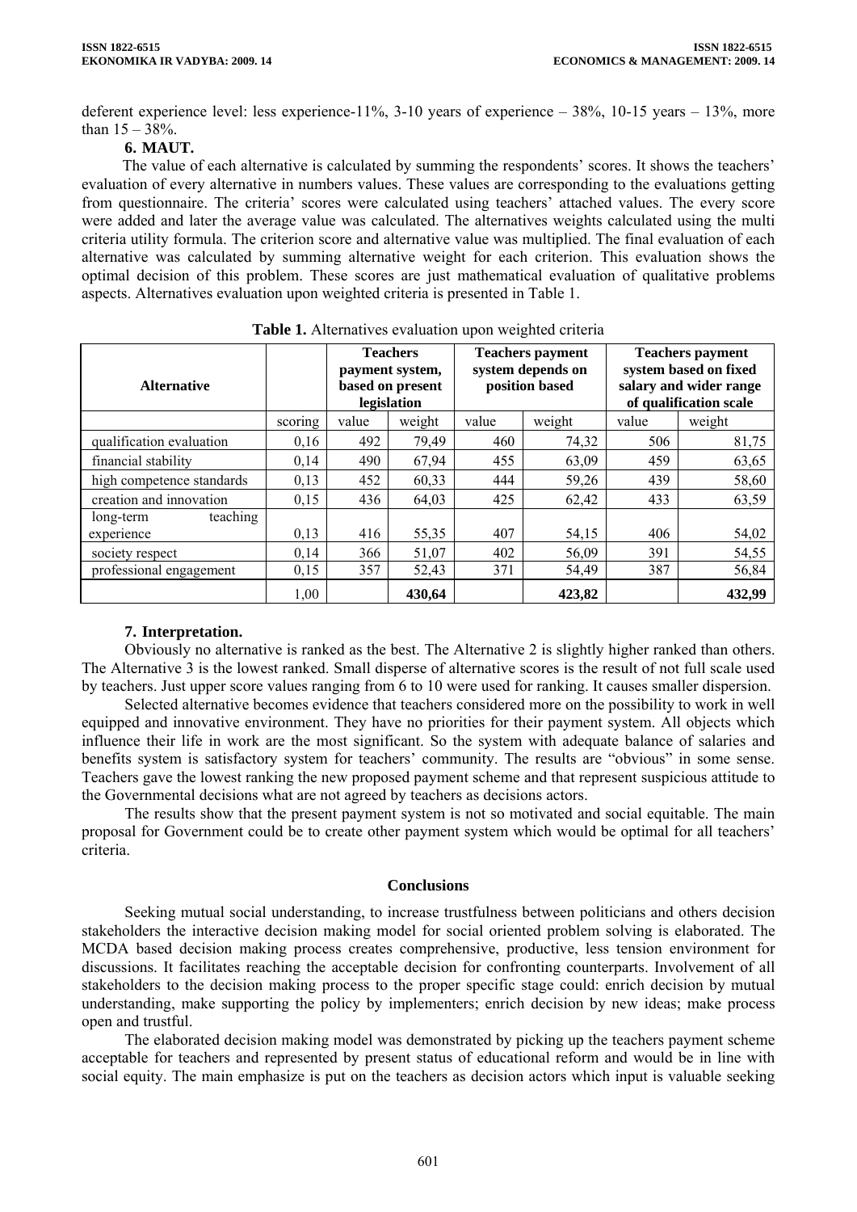deferent experience level: less experience-11%, 3-10 years of experience – 38%, 10-15 years – 13%, more than 15 – 38%.

### 6. MAUT.

The value of each alternative is calculated by summing the respondents' scores. It shows the teachers' evaluation of every alternative in numbers values. These values are corresponding to the evaluations getting from questionnaire. The criteria' scores were calculated using teachers' attached values. The every score were added and later the average value was calculated. The alternatives weights calculated using the multi criteria utility formula. The criterion score and alternative value was multiplied. The final evaluation of each alternative was calculated by summing alternative weight for each criterion. This evaluation shows the optimal decision of this problem. These scores are just mathematical evaluation of qualitative problems aspects. Alternatives evaluation upon weighted criteria is presented in Table 1.

**Table 1.** Alternatives evaluation upon weighted criteria

| **Alternative** | | **Teachers payment system, based on present legislation** | | **Teachers payment system depends on position based** | | **Teachers payment system based on fixed salary and wider range of qualification scale** | |
|---|---|---|---|---|---|---|---|
| | scoring | value | weight | value | weight | value | weight |
| qualification evaluation | 0,16 | 492 | 79,49 | 460 | 74,32 | 506 | 81,75 |
| financial stability | 0,14 | 490 | 67,94 | 455 | 63,09 | 459 | 63,65 |
| high competence standards | 0,13 | 452 | 60,33 | 444 | 59,26 | 439 | 58,60 |
| creation and innovation | 0,15 | 436 | 64,03 | 425 | 62,42 | 433 | 63,59 |
| long-term teaching experience | 0,13 | 416 | 55,35 | 407 | 54,15 | 406 | 54,02 |
| society respect | 0,14 | 366 | 51,07 | 402 | 56,09 | 391 | 54,55 |
| professional engagement | 0,15 | 357 | 52,43 | 371 | 54,49 | 387 | 56,84 |
| | 1,00 | | **430,64** | | **423,82** | | **432,99** |

### 7. Interpretation.

Obviously no alternative is ranked as the best. The Alternative 2 is slightly higher ranked than others. The Alternative 3 is the lowest ranked. Small disperse of alternative scores is the result of not full scale used by teachers. Just upper score values ranging from 6 to 10 were used for ranking. It causes smaller dispersion.

Selected alternative becomes evidence that teachers considered more on the possibility to work in well equipped and innovative environment. They have no priorities for their payment system. All objects which influence their life in work are the most significant. So the system with adequate balance of salaries and benefits system is satisfactory system for teachers' community. The results are "obvious" in some sense. Teachers gave the lowest ranking the new proposed payment scheme and that represent suspicious attitude to the Governmental decisions what are not agreed by teachers as decisions actors.

The results show that the present payment system is not so motivated and social equitable. The main proposal for Government could be to create other payment system which would be optimal for all teachers' criteria.

## Conclusions

Seeking mutual social understanding, to increase trustfulness between politicians and others decision stakeholders the interactive decision making model for social oriented problem solving is elaborated. The MCDA based decision making process creates comprehensive, productive, less tension environment for discussions. It facilitates reaching the acceptable decision for confronting counterparts. Involvement of all stakeholders to the decision making process to the proper specific stage could: enrich decision by mutual understanding, make supporting the policy by implementers; enrich decision by new ideas; make process open and trustful.

The elaborated decision making model was demonstrated by picking up the teachers payment scheme acceptable for teachers and represented by present status of educational reform and would be in line with social equity. The main emphasize is put on the teachers as decision actors which input is valuable seeking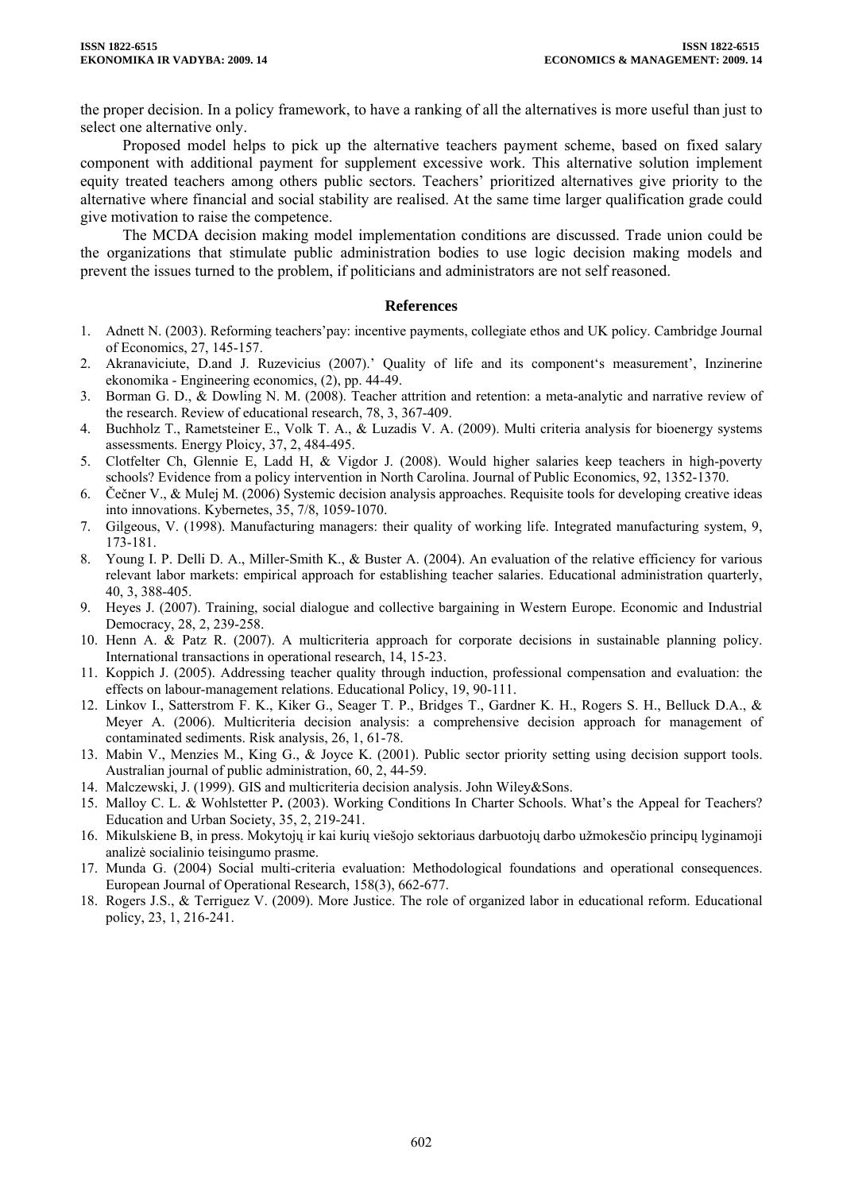the proper decision. In a policy framework, to have a ranking of all the alternatives is more useful than just to select one alternative only.

Proposed model helps to pick up the alternative teachers payment scheme, based on fixed salary component with additional payment for supplement excessive work. This alternative solution implement equity treated teachers among others public sectors. Teachers' prioritized alternatives give priority to the alternative where financial and social stability are realised. At the same time larger qualification grade could give motivation to raise the competence.

The MCDA decision making model implementation conditions are discussed. Trade union could be the organizations that stimulate public administration bodies to use logic decision making models and prevent the issues turned to the problem, if politicians and administrators are not self reasoned.

## References

1. Adnett N. (2003). Reforming teachers'pay: incentive payments, collegiate ethos and UK policy. Cambridge Journal of Economics, 27, 145-157.
2. Akranaviciute, D.and J. Ruzevicius (2007).' Quality of life and its component's measurement', Inzinerine ekonomika - Engineering economics, (2), pp. 44-49.
3. Borman G. D., & Dowling N. M. (2008). Teacher attrition and retention: a meta-analytic and narrative review of the research. Review of educational research, 78, 3, 367-409.
4. Buchholz T., Rametsteiner E., Volk T. A., & Luzadis V. A. (2009). Multi criteria analysis for bioenergy systems assessments. Energy Ploicy, 37, 2, 484-495.
5. Clotfelter Ch, Glennie E, Ladd H, & Vigdor J. (2008). Would higher salaries keep teachers in high-poverty schools? Evidence from a policy intervention in North Carolina. Journal of Public Economics, 92, 1352-1370.
6. Čečner V., & Mulej M. (2006) Systemic decision analysis approaches. Requisite tools for developing creative ideas into innovations. Kybernetes, 35, 7/8, 1059-1070.
7. Gilgeous, V. (1998). Manufacturing managers: their quality of working life. Integrated manufacturing system, 9, 173-181.
8. Young I. P. Delli D. A., Miller-Smith K., & Buster A. (2004). An evaluation of the relative efficiency for various relevant labor markets: empirical approach for establishing teacher salaries. Educational administration quarterly, 40, 3, 388-405.
9. Heyes J. (2007). Training, social dialogue and collective bargaining in Western Europe. Economic and Industrial Democracy, 28, 2, 239-258.
10. Henn A. & Patz R. (2007). A multicriteria approach for corporate decisions in sustainable planning policy. International transactions in operational research, 14, 15-23.
11. Koppich J. (2005). Addressing teacher quality through induction, professional compensation and evaluation: the effects on labour-management relations. Educational Policy, 19, 90-111.
12. Linkov I., Satterstrom F. K., Kiker G., Seager T. P., Bridges T., Gardner K. H., Rogers S. H., Belluck D.A., & Meyer A. (2006). Multicriteria decision analysis: a comprehensive decision approach for management of contaminated sediments. Risk analysis, 26, 1, 61-78.
13. Mabin V., Menzies M., King G., & Joyce K. (2001). Public sector priority setting using decision support tools. Australian journal of public administration, 60, 2, 44-59.
14. Malczewski, J. (1999). GIS and multicriteria decision analysis. John Wiley&Sons.
15. Malloy C. L. & Wohlstetter P**.** (2003). Working Conditions In Charter Schools. What's the Appeal for Teachers? Education and Urban Society, 35, 2, 219-241.
16. Mikulskiene B, in press. Mokytojų ir kai kurių viešojo sektoriaus darbuotojų darbo užmokesčio principų lyginamoji analizė socialinio teisingumo prasme.
17. Munda G. (2004) Social multi-criteria evaluation: Methodological foundations and operational consequences. European Journal of Operational Research, 158(3), 662-677.
18. Rogers J.S., & Terriguez V. (2009). More Justice. The role of organized labor in educational reform. Educational policy, 23, 1, 216-241.